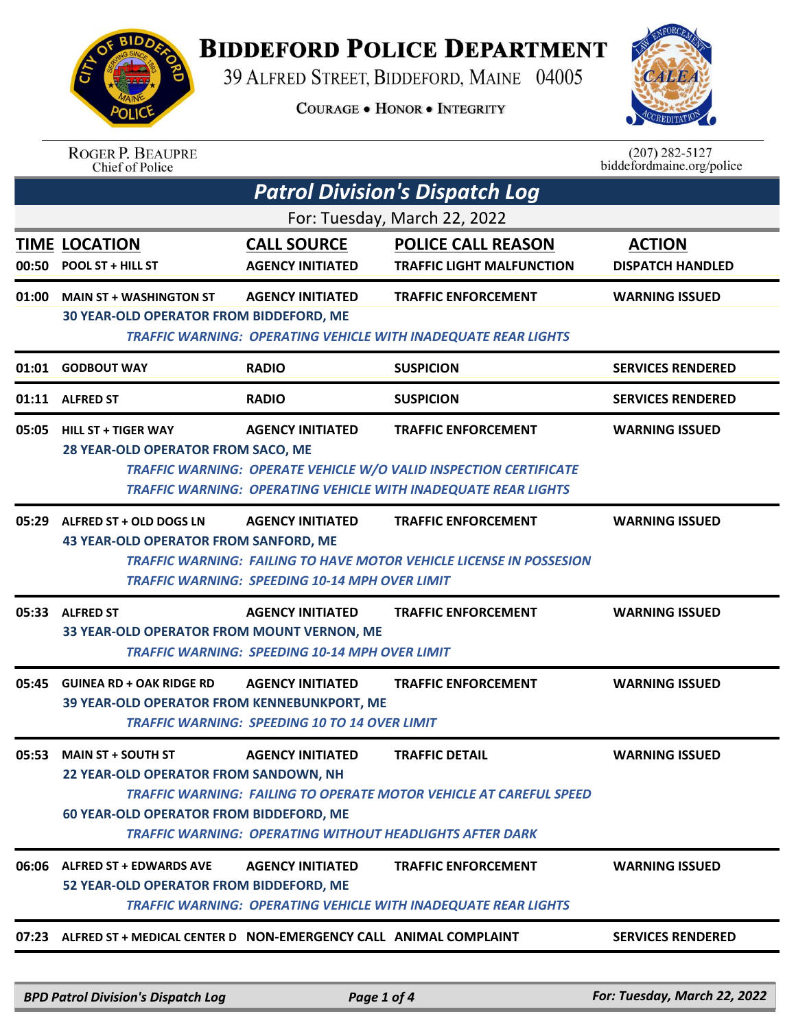# Biddeford Police Department

39 Alfred Street, Biddeford, Maine 04005

Courage • Honor • Integrity

Roger P. Beaupre
Chief of Police

(207) 282-5127
biddefordmaine.org/police

## *Patrol Division's Dispatch Log*

For: Tuesday, March 22, 2022

| TIME | LOCATION | CALL SOURCE | POLICE CALL REASON | ACTION |
|---|---|---|---|---|
| 00:50 | POOL ST + HILL ST | AGENCY INITIATED | TRAFFIC LIGHT MALFUNCTION | DISPATCH HANDLED |
| 01:00 | MAIN ST + WASHINGTON ST | AGENCY INITIATED | TRAFFIC ENFORCEMENT | WARNING ISSUED |
| | 30 YEAR-OLD OPERATOR FROM BIDDEFORD, ME | | | |
| | | *TRAFFIC WARNING: OPERATING VEHICLE WITH INADEQUATE REAR LIGHTS* | | |
| 01:01 | GODBOUT WAY | RADIO | SUSPICION | SERVICES RENDERED |
| 01:11 | ALFRED ST | RADIO | SUSPICION | SERVICES RENDERED |
| 05:05 | HILL ST + TIGER WAY | AGENCY INITIATED | TRAFFIC ENFORCEMENT | WARNING ISSUED |
| | 28 YEAR-OLD OPERATOR FROM SACO, ME | | | |
| | | *TRAFFIC WARNING: OPERATE VEHICLE W/O VALID INSPECTION CERTIFICATE* | | |
| | | *TRAFFIC WARNING: OPERATING VEHICLE WITH INADEQUATE REAR LIGHTS* | | |
| 05:29 | ALFRED ST + OLD DOGS LN | AGENCY INITIATED | TRAFFIC ENFORCEMENT | WARNING ISSUED |
| | 43 YEAR-OLD OPERATOR FROM SANFORD, ME | | | |
| | | *TRAFFIC WARNING: FAILING TO HAVE MOTOR VEHICLE LICENSE IN POSSESION* | | |
| | | *TRAFFIC WARNING: SPEEDING 10-14 MPH OVER LIMIT* | | |
| 05:33 | ALFRED ST | AGENCY INITIATED | TRAFFIC ENFORCEMENT | WARNING ISSUED |
| | 33 YEAR-OLD OPERATOR FROM MOUNT VERNON, ME | | | |
| | | *TRAFFIC WARNING: SPEEDING 10-14 MPH OVER LIMIT* | | |
| 05:45 | GUINEA RD + OAK RIDGE RD | AGENCY INITIATED | TRAFFIC ENFORCEMENT | WARNING ISSUED |
| | 39 YEAR-OLD OPERATOR FROM KENNEBUNKPORT, ME | | | |
| | | *TRAFFIC WARNING: SPEEDING 10 TO 14 OVER LIMIT* | | |
| 05:53 | MAIN ST + SOUTH ST | AGENCY INITIATED | TRAFFIC DETAIL | WARNING ISSUED |
| | 22 YEAR-OLD OPERATOR FROM SANDOWN, NH | | | |
| | | *TRAFFIC WARNING: FAILING TO OPERATE MOTOR VEHICLE AT CAREFUL SPEED* | | |
| | 60 YEAR-OLD OPERATOR FROM BIDDEFORD, ME | | | |
| | | *TRAFFIC WARNING: OPERATING WITHOUT HEADLIGHTS AFTER DARK* | | |
| 06:06 | ALFRED ST + EDWARDS AVE | AGENCY INITIATED | TRAFFIC ENFORCEMENT | WARNING ISSUED |
| | 52 YEAR-OLD OPERATOR FROM BIDDEFORD, ME | | | |
| | | *TRAFFIC WARNING: OPERATING VEHICLE WITH INADEQUATE REAR LIGHTS* | | |
| 07:23 | ALFRED ST + MEDICAL CENTER D | NON-EMERGENCY CALL | ANIMAL COMPLAINT | SERVICES RENDERED |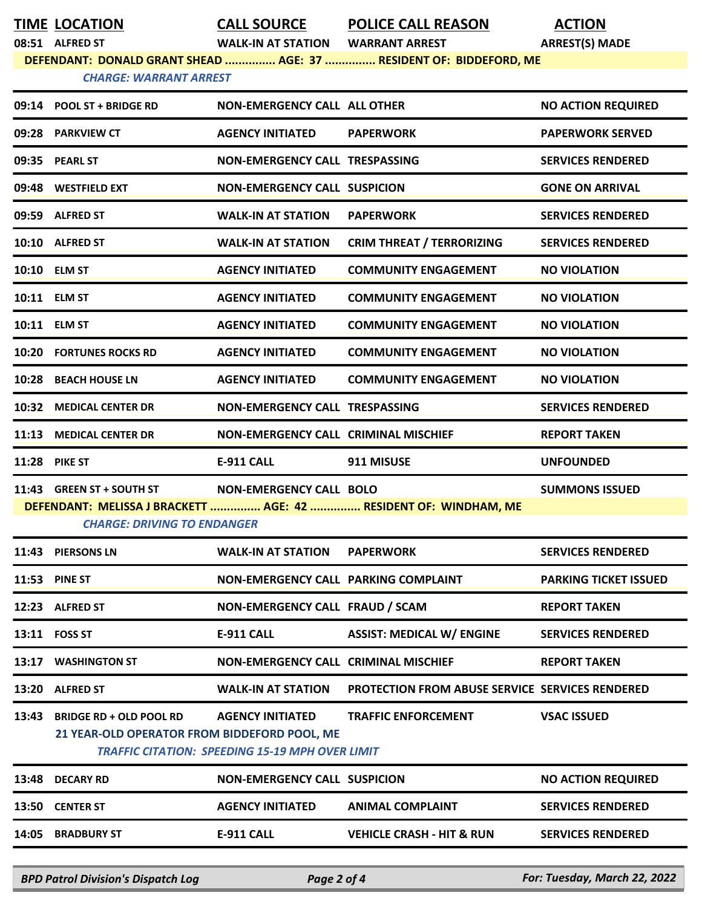| TIME | LOCATION | CALL SOURCE | POLICE CALL REASON | ACTION |
|---|---|---|---|---|
| 08:51 | ALFRED ST | WALK-IN AT STATION | WARRANT ARREST | ARREST(S) MADE |
| DEFENDANT: DONALD GRANT SHEAD ............... AGE: 37 ............... RESIDENT OF: BIDDEFORD, ME | | | | |
| *CHARGE: WARRANT ARREST* | | | | |
| 09:14 | POOL ST + BRIDGE RD | NON-EMERGENCY CALL | ALL OTHER | NO ACTION REQUIRED |
| 09:28 | PARKVIEW CT | AGENCY INITIATED | PAPERWORK | PAPERWORK SERVED |
| 09:35 | PEARL ST | NON-EMERGENCY CALL | TRESPASSING | SERVICES RENDERED |
| 09:48 | WESTFIELD EXT | NON-EMERGENCY CALL | SUSPICION | GONE ON ARRIVAL |
| 09:59 | ALFRED ST | WALK-IN AT STATION | PAPERWORK | SERVICES RENDERED |
| 10:10 | ALFRED ST | WALK-IN AT STATION | CRIM THREAT / TERRORIZING | SERVICES RENDERED |
| 10:10 | ELM ST | AGENCY INITIATED | COMMUNITY ENGAGEMENT | NO VIOLATION |
| 10:11 | ELM ST | AGENCY INITIATED | COMMUNITY ENGAGEMENT | NO VIOLATION |
| 10:11 | ELM ST | AGENCY INITIATED | COMMUNITY ENGAGEMENT | NO VIOLATION |
| 10:20 | FORTUNES ROCKS RD | AGENCY INITIATED | COMMUNITY ENGAGEMENT | NO VIOLATION |
| 10:28 | BEACH HOUSE LN | AGENCY INITIATED | COMMUNITY ENGAGEMENT | NO VIOLATION |
| 10:32 | MEDICAL CENTER DR | NON-EMERGENCY CALL | TRESPASSING | SERVICES RENDERED |
| 11:13 | MEDICAL CENTER DR | NON-EMERGENCY CALL | CRIMINAL MISCHIEF | REPORT TAKEN |
| 11:28 | PIKE ST | E-911 CALL | 911 MISUSE | UNFOUNDED |
| 11:43 | GREEN ST + SOUTH ST | NON-EMERGENCY CALL | BOLO | SUMMONS ISSUED |
| DEFENDANT: MELISSA J BRACKETT ............... AGE: 42 ............... RESIDENT OF: WINDHAM, ME | | | | |
| *CHARGE: DRIVING TO ENDANGER* | | | | |
| 11:43 | PIERSONS LN | WALK-IN AT STATION | PAPERWORK | SERVICES RENDERED |
| 11:53 | PINE ST | NON-EMERGENCY CALL | PARKING COMPLAINT | PARKING TICKET ISSUED |
| 12:23 | ALFRED ST | NON-EMERGENCY CALL | FRAUD / SCAM | REPORT TAKEN |
| 13:11 | FOSS ST | E-911 CALL | ASSIST: MEDICAL W/ ENGINE | SERVICES RENDERED |
| 13:17 | WASHINGTON ST | NON-EMERGENCY CALL | CRIMINAL MISCHIEF | REPORT TAKEN |
| 13:20 | ALFRED ST | WALK-IN AT STATION | PROTECTION FROM ABUSE SERVICE | SERVICES RENDERED |
| 13:43 | BRIDGE RD + OLD POOL RD | AGENCY INITIATED | TRAFFIC ENFORCEMENT | VSAC ISSUED |
| 21 YEAR-OLD OPERATOR FROM BIDDEFORD POOL, ME | | | | |
| *TRAFFIC CITATION: SPEEDING 15-19 MPH OVER LIMIT* | | | | |
| 13:48 | DECARY RD | NON-EMERGENCY CALL | SUSPICION | NO ACTION REQUIRED |
| 13:50 | CENTER ST | AGENCY INITIATED | ANIMAL COMPLAINT | SERVICES RENDERED |
| 14:05 | BRADBURY ST | E-911 CALL | VEHICLE CRASH - HIT & RUN | SERVICES RENDERED |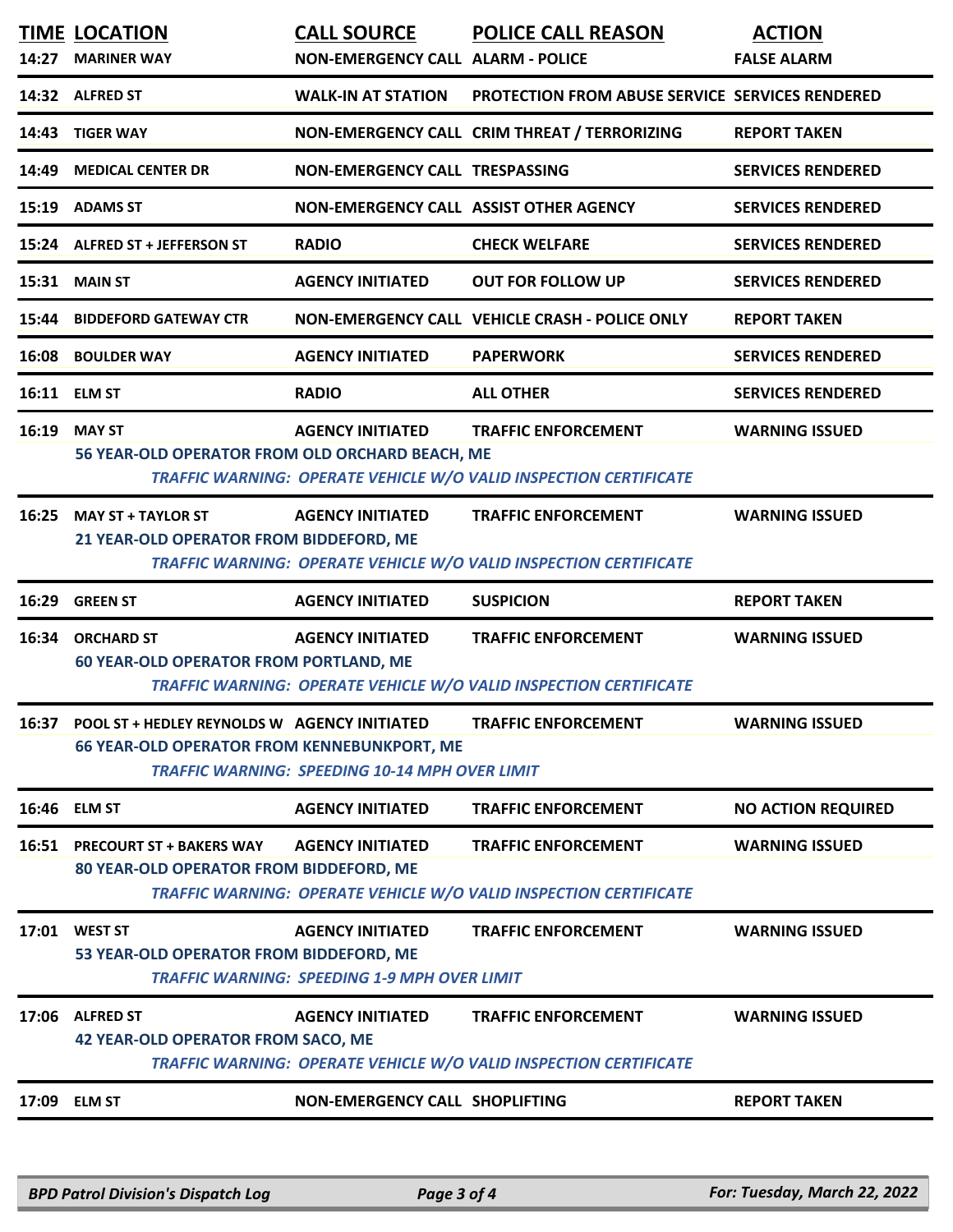| TIME | LOCATION | CALL SOURCE | POLICE CALL REASON | ACTION |
|---|---|---|---|---|
| 14:27 | MARINER WAY | NON-EMERGENCY CALL | ALARM - POLICE | FALSE ALARM |
| 14:32 | ALFRED ST | WALK-IN AT STATION | PROTECTION FROM ABUSE SERVICE | SERVICES RENDERED |
| 14:43 | TIGER WAY | NON-EMERGENCY CALL | CRIM THREAT / TERRORIZING | REPORT TAKEN |
| 14:49 | MEDICAL CENTER DR | NON-EMERGENCY CALL | TRESPASSING | SERVICES RENDERED |
| 15:19 | ADAMS ST | NON-EMERGENCY CALL | ASSIST OTHER AGENCY | SERVICES RENDERED |
| 15:24 | ALFRED ST + JEFFERSON ST | RADIO | CHECK WELFARE | SERVICES RENDERED |
| 15:31 | MAIN ST | AGENCY INITIATED | OUT FOR FOLLOW UP | SERVICES RENDERED |
| 15:44 | BIDDEFORD GATEWAY CTR | NON-EMERGENCY CALL | VEHICLE CRASH - POLICE ONLY | REPORT TAKEN |
| 16:08 | BOULDER WAY | AGENCY INITIATED | PAPERWORK | SERVICES RENDERED |
| 16:11 | ELM ST | RADIO | ALL OTHER | SERVICES RENDERED |
| 16:19 | MAY ST | AGENCY INITIATED | TRAFFIC ENFORCEMENT | WARNING ISSUED |
| | 56 YEAR-OLD OPERATOR FROM OLD ORCHARD BEACH, ME<br>*TRAFFIC WARNING: OPERATE VEHICLE W/O VALID INSPECTION CERTIFICATE* | | | |
| 16:25 | MAY ST + TAYLOR ST | AGENCY INITIATED | TRAFFIC ENFORCEMENT | WARNING ISSUED |
| | 21 YEAR-OLD OPERATOR FROM BIDDEFORD, ME<br>*TRAFFIC WARNING: OPERATE VEHICLE W/O VALID INSPECTION CERTIFICATE* | | | |
| 16:29 | GREEN ST | AGENCY INITIATED | SUSPICION | REPORT TAKEN |
| 16:34 | ORCHARD ST | AGENCY INITIATED | TRAFFIC ENFORCEMENT | WARNING ISSUED |
| | 60 YEAR-OLD OPERATOR FROM PORTLAND, ME<br>*TRAFFIC WARNING: OPERATE VEHICLE W/O VALID INSPECTION CERTIFICATE* | | | |
| 16:37 | POOL ST + HEDLEY REYNOLDS W | AGENCY INITIATED | TRAFFIC ENFORCEMENT | WARNING ISSUED |
| | 66 YEAR-OLD OPERATOR FROM KENNEBUNKPORT, ME<br>*TRAFFIC WARNING: SPEEDING 10-14 MPH OVER LIMIT* | | | |
| 16:46 | ELM ST | AGENCY INITIATED | TRAFFIC ENFORCEMENT | NO ACTION REQUIRED |
| 16:51 | PRECOURT ST + BAKERS WAY | AGENCY INITIATED | TRAFFIC ENFORCEMENT | WARNING ISSUED |
| | 80 YEAR-OLD OPERATOR FROM BIDDEFORD, ME<br>*TRAFFIC WARNING: OPERATE VEHICLE W/O VALID INSPECTION CERTIFICATE* | | | |
| 17:01 | WEST ST | AGENCY INITIATED | TRAFFIC ENFORCEMENT | WARNING ISSUED |
| | 53 YEAR-OLD OPERATOR FROM BIDDEFORD, ME<br>*TRAFFIC WARNING: SPEEDING 1-9 MPH OVER LIMIT* | | | |
| 17:06 | ALFRED ST | AGENCY INITIATED | TRAFFIC ENFORCEMENT | WARNING ISSUED |
| | 42 YEAR-OLD OPERATOR FROM SACO, ME<br>*TRAFFIC WARNING: OPERATE VEHICLE W/O VALID INSPECTION CERTIFICATE* | | | |
| 17:09 | ELM ST | NON-EMERGENCY CALL | SHOPLIFTING | REPORT TAKEN |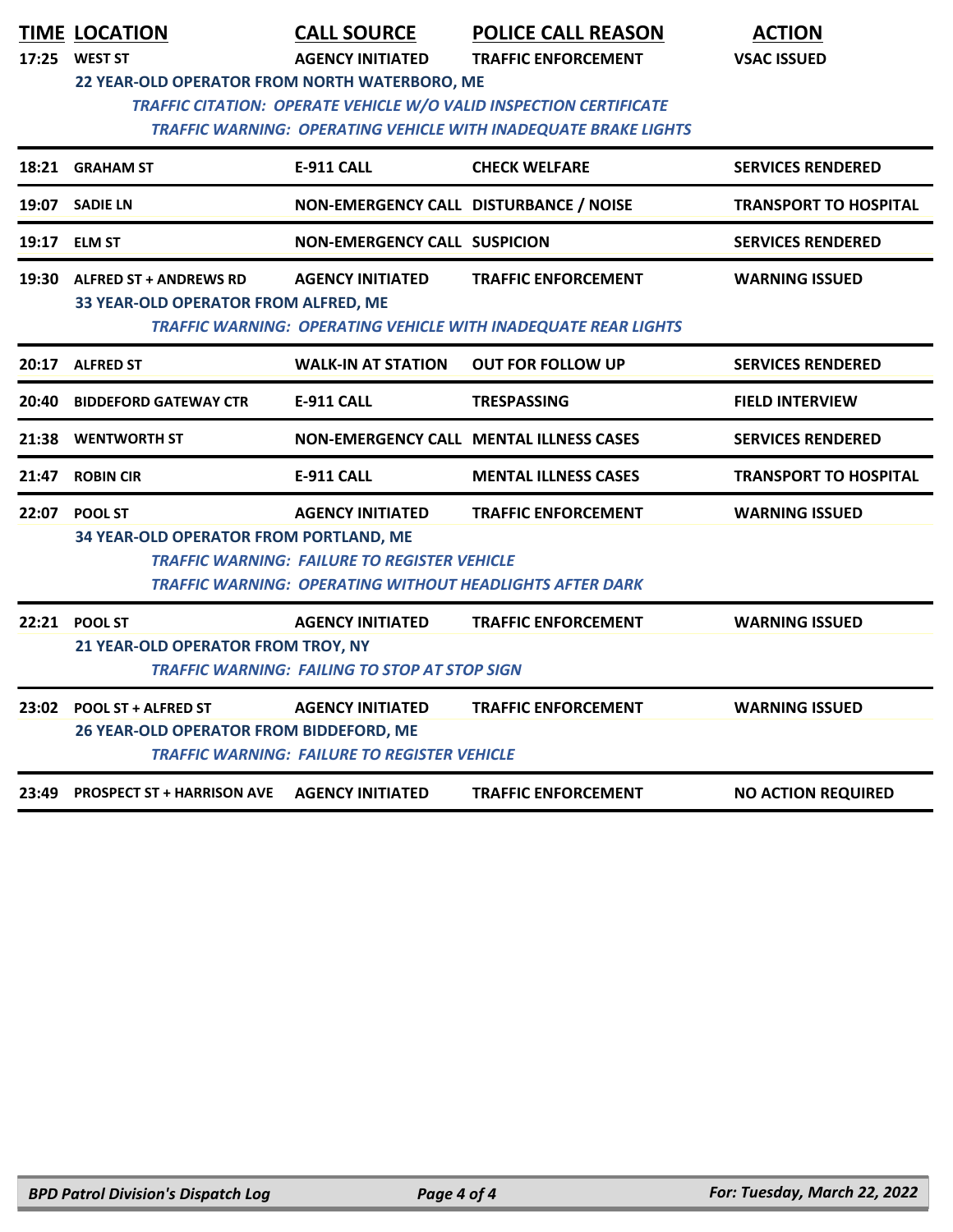| TIME | LOCATION | CALL SOURCE | POLICE CALL REASON | ACTION |
|---|---|---|---|---|
| 17:25 | WEST ST | AGENCY INITIATED | TRAFFIC ENFORCEMENT | VSAC ISSUED |
| | 22 YEAR-OLD OPERATOR FROM NORTH WATERBORO, ME | | | |
| | *TRAFFIC CITATION: OPERATE VEHICLE W/O VALID INSPECTION CERTIFICATE* | | | |
| | *TRAFFIC WARNING: OPERATING VEHICLE WITH INADEQUATE BRAKE LIGHTS* | | | |
| 18:21 | GRAHAM ST | E-911 CALL | CHECK WELFARE | SERVICES RENDERED |
| 19:07 | SADIE LN | NON-EMERGENCY CALL | DISTURBANCE / NOISE | TRANSPORT TO HOSPITAL |
| 19:17 | ELM ST | NON-EMERGENCY CALL | SUSPICION | SERVICES RENDERED |
| 19:30 | ALFRED ST + ANDREWS RD | AGENCY INITIATED | TRAFFIC ENFORCEMENT | WARNING ISSUED |
| | 33 YEAR-OLD OPERATOR FROM ALFRED, ME | | | |
| | *TRAFFIC WARNING: OPERATING VEHICLE WITH INADEQUATE REAR LIGHTS* | | | |
| 20:17 | ALFRED ST | WALK-IN AT STATION | OUT FOR FOLLOW UP | SERVICES RENDERED |
| 20:40 | BIDDEFORD GATEWAY CTR | E-911 CALL | TRESPASSING | FIELD INTERVIEW |
| 21:38 | WENTWORTH ST | NON-EMERGENCY CALL | MENTAL ILLNESS CASES | SERVICES RENDERED |
| 21:47 | ROBIN CIR | E-911 CALL | MENTAL ILLNESS CASES | TRANSPORT TO HOSPITAL |
| 22:07 | POOL ST | AGENCY INITIATED | TRAFFIC ENFORCEMENT | WARNING ISSUED |
| | 34 YEAR-OLD OPERATOR FROM PORTLAND, ME | | | |
| | *TRAFFIC WARNING: FAILURE TO REGISTER VEHICLE* | | | |
| | *TRAFFIC WARNING: OPERATING WITHOUT HEADLIGHTS AFTER DARK* | | | |
| 22:21 | POOL ST | AGENCY INITIATED | TRAFFIC ENFORCEMENT | WARNING ISSUED |
| | 21 YEAR-OLD OPERATOR FROM TROY, NY | | | |
| | *TRAFFIC WARNING: FAILING TO STOP AT STOP SIGN* | | | |
| 23:02 | POOL ST + ALFRED ST | AGENCY INITIATED | TRAFFIC ENFORCEMENT | WARNING ISSUED |
| | 26 YEAR-OLD OPERATOR FROM BIDDEFORD, ME | | | |
| | *TRAFFIC WARNING: FAILURE TO REGISTER VEHICLE* | | | |
| 23:49 | PROSPECT ST + HARRISON AVE | AGENCY INITIATED | TRAFFIC ENFORCEMENT | NO ACTION REQUIRED |